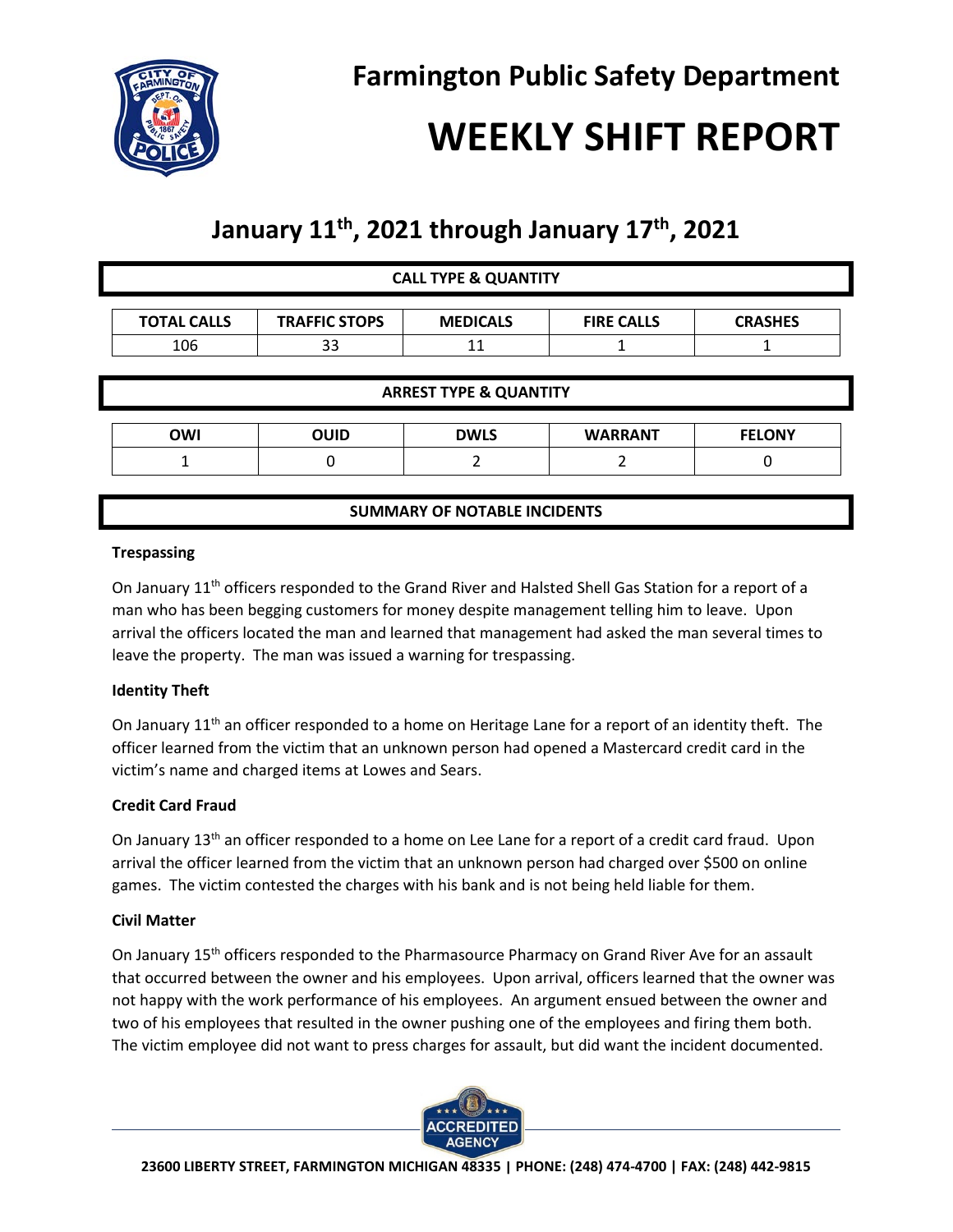# Farmington Public Safety Department

# WEEKLY SHIFT REPORT

## January 11th, 2021 through January 17th, 2021

**CALL TYPE & QUANTITY**

| TOTAL CALLS | TRAFFIC STOPS | MEDICALS | FIRE CALLS | CRASHES |
|---|---|---|---|---|
| 106 | 33 | 11 | 1 | 1 |

**ARREST TYPE & QUANTITY**

| OWI | OUID | DWLS | WARRANT | FELONY |
|---|---|---|---|---|
| 1 | 0 | 2 | 2 | 0 |

**SUMMARY OF NOTABLE INCIDENTS**

**Trespassing**

On January 11th officers responded to the Grand River and Halsted Shell Gas Station for a report of a man who has been begging customers for money despite management telling him to leave. Upon arrival the officers located the man and learned that management had asked the man several times to leave the property. The man was issued a warning for trespassing.

**Identity Theft**

On January 11th an officer responded to a home on Heritage Lane for a report of an identity theft. The officer learned from the victim that an unknown person had opened a Mastercard credit card in the victim's name and charged items at Lowes and Sears.

**Credit Card Fraud**

On January 13th an officer responded to a home on Lee Lane for a report of a credit card fraud. Upon arrival the officer learned from the victim that an unknown person had charged over $500 on online games. The victim contested the charges with his bank and is not being held liable for them.

**Civil Matter**

On January 15th officers responded to the Pharmasource Pharmacy on Grand River Ave for an assault that occurred between the owner and his employees. Upon arrival, officers learned that the owner was not happy with the work performance of his employees. An argument ensued between the owner and two of his employees that resulted in the owner pushing one of the employees and firing them both. The victim employee did not want to press charges for assault, but did want the incident documented.

23600 LIBERTY STREET, FARMINGTON MICHIGAN 48335 | PHONE: (248) 474-4700 | FAX: (248) 442-9815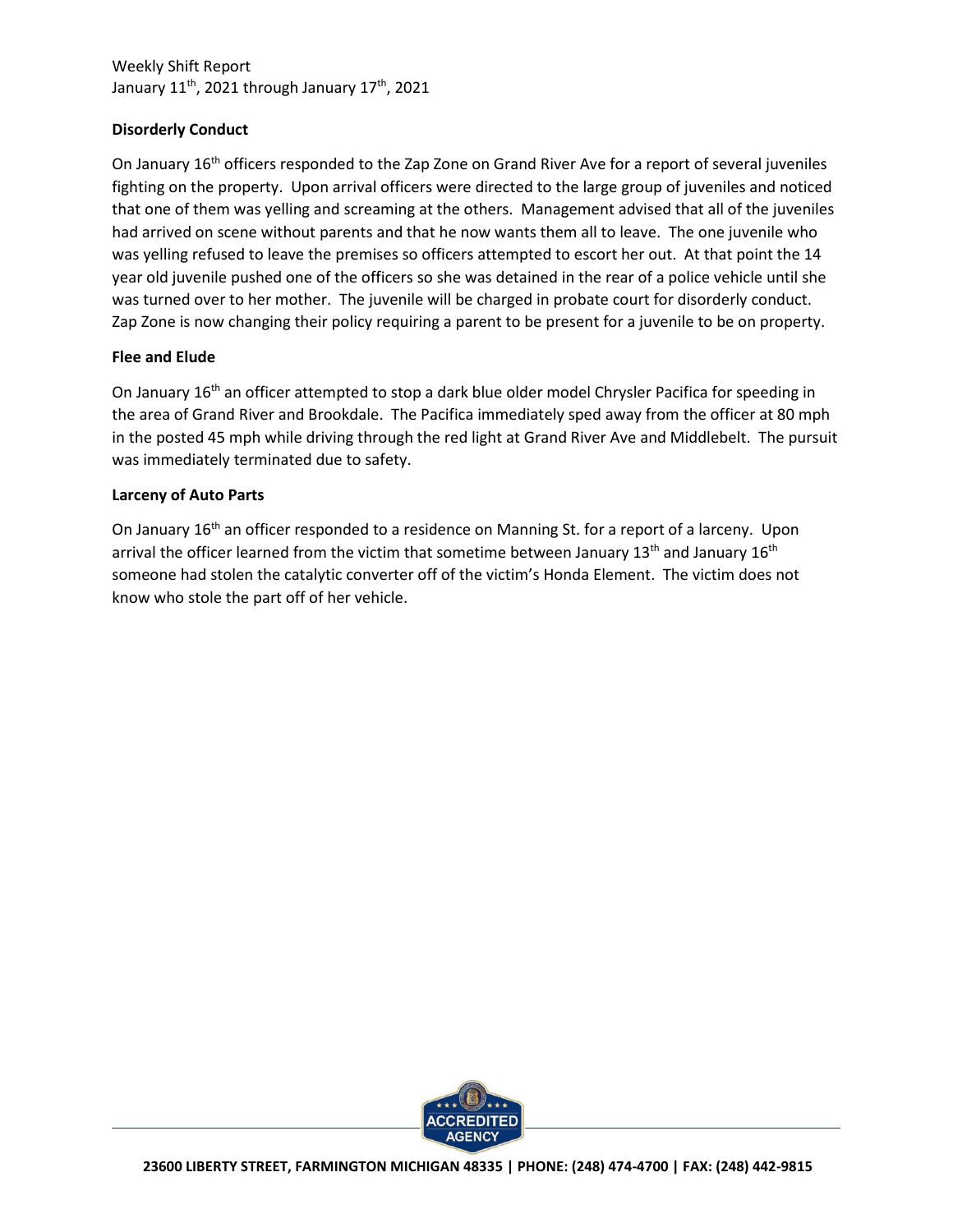Weekly Shift Report
January 11th, 2021 through January 17th, 2021

**Disorderly Conduct**

On January 16th officers responded to the Zap Zone on Grand River Ave for a report of several juveniles fighting on the property. Upon arrival officers were directed to the large group of juveniles and noticed that one of them was yelling and screaming at the others. Management advised that all of the juveniles had arrived on scene without parents and that he now wants them all to leave. The one juvenile who was yelling refused to leave the premises so officers attempted to escort her out. At that point the 14 year old juvenile pushed one of the officers so she was detained in the rear of a police vehicle until she was turned over to her mother. The juvenile will be charged in probate court for disorderly conduct. Zap Zone is now changing their policy requiring a parent to be present for a juvenile to be on property.

**Flee and Elude**

On January 16th an officer attempted to stop a dark blue older model Chrysler Pacifica for speeding in the area of Grand River and Brookdale. The Pacifica immediately sped away from the officer at 80 mph in the posted 45 mph while driving through the red light at Grand River Ave and Middlebelt. The pursuit was immediately terminated due to safety.

**Larceny of Auto Parts**

On January 16th an officer responded to a residence on Manning St. for a report of a larceny. Upon arrival the officer learned from the victim that sometime between January 13th and January 16th someone had stolen the catalytic converter off of the victim's Honda Element. The victim does not know who stole the part off of her vehicle.